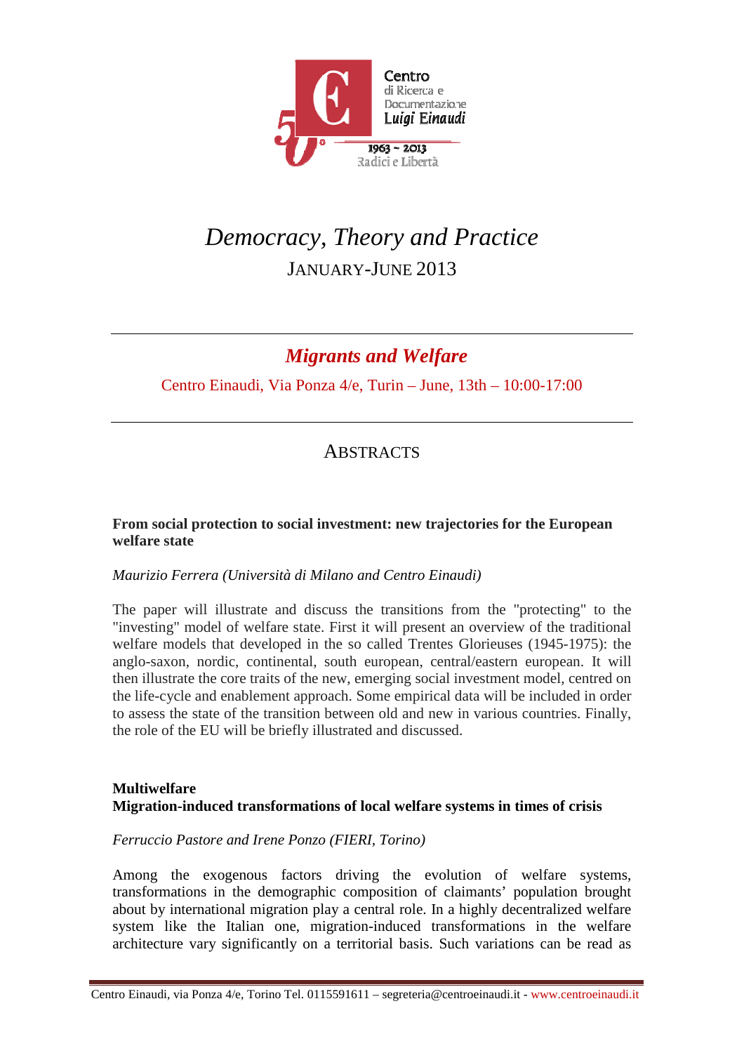# *Democracy, Theory and Practice*

JANUARY-JUNE 2013

## ***Migrants and Welfare***

Centro Einaudi, Via Ponza 4/e, Turin – June, 13th – 10:00-17:00

## ABSTRACTS

### From social protection to social investment: new trajectories for the European welfare state

*Maurizio Ferrera (Università di Milano and Centro Einaudi)*

The paper will illustrate and discuss the transitions from the "protecting" to the "investing" model of welfare state. First it will present an overview of the traditional welfare models that developed in the so called Trentes Glorieuses (1945-1975): the anglo-saxon, nordic, continental, south european, central/eastern european. It will then illustrate the core traits of the new, emerging social investment model, centred on the life-cycle and enablement approach. Some empirical data will be included in order to assess the state of the transition between old and new in various countries. Finally, the role of the EU will be briefly illustrated and discussed.

### Multiwelfare
### Migration-induced transformations of local welfare systems in times of crisis

*Ferruccio Pastore and Irene Ponzo (FIERI, Torino)*

Among the exogenous factors driving the evolution of welfare systems, transformations in the demographic composition of claimants' population brought about by international migration play a central role. In a highly decentralized welfare system like the Italian one, migration-induced transformations in the welfare architecture vary significantly on a territorial basis. Such variations can be read as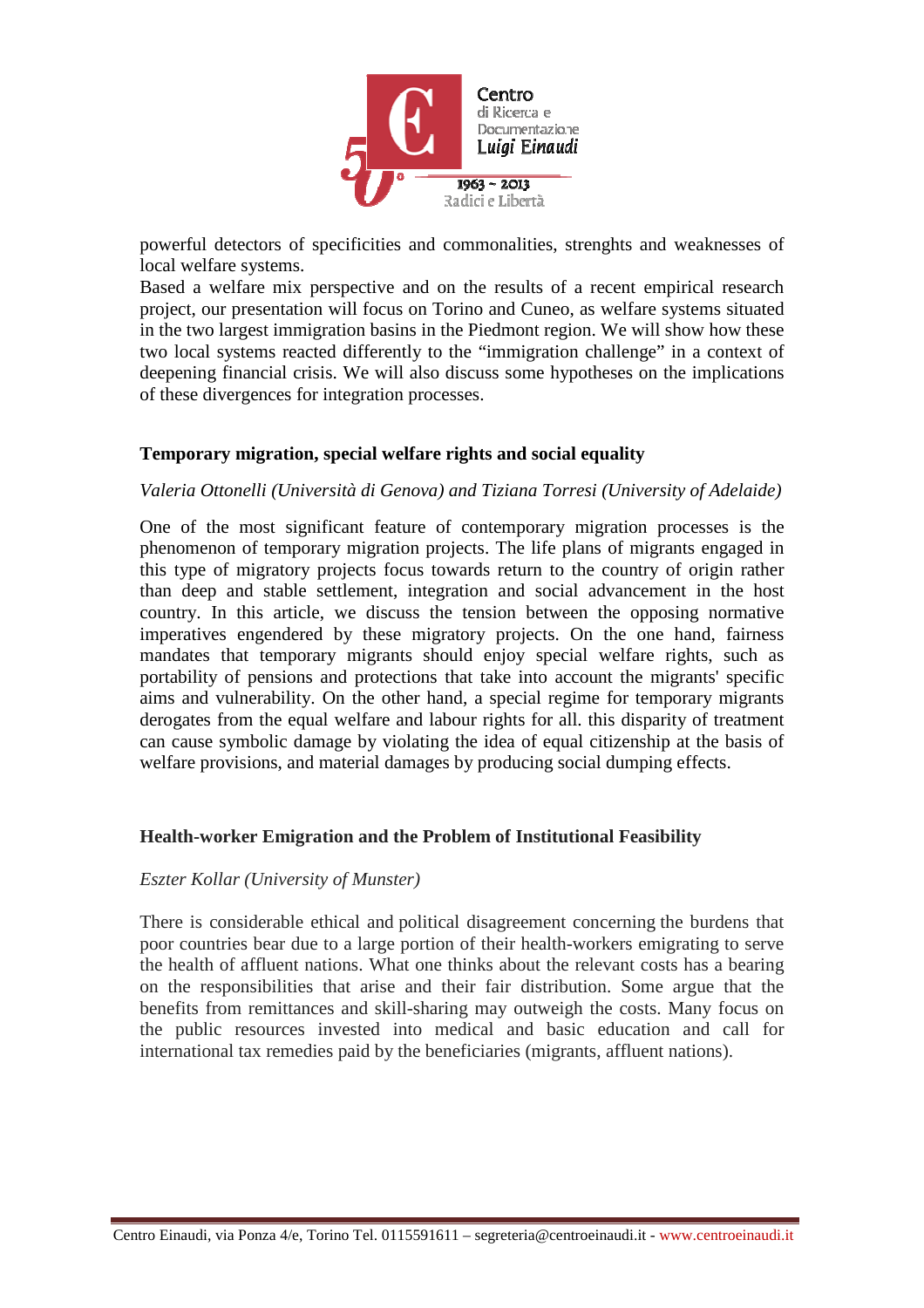powerful detectors of specificities and commonalities, strenghts and weaknesses of local welfare systems.

Based a welfare mix perspective and on the results of a recent empirical research project, our presentation will focus on Torino and Cuneo, as welfare systems situated in the two largest immigration basins in the Piedmont region. We will show how these two local systems reacted differently to the "immigration challenge" in a context of deepening financial crisis. We will also discuss some hypotheses on the implications of these divergences for integration processes.

### Temporary migration, special welfare rights and social equality

*Valeria Ottonelli (Università di Genova) and Tiziana Torresi (University of Adelaide)*

One of the most significant feature of contemporary migration processes is the phenomenon of temporary migration projects. The life plans of migrants engaged in this type of migratory projects focus towards return to the country of origin rather than deep and stable settlement, integration and social advancement in the host country. In this article, we discuss the tension between the opposing normative imperatives engendered by these migratory projects. On the one hand, fairness mandates that temporary migrants should enjoy special welfare rights, such as portability of pensions and protections that take into account the migrants' specific aims and vulnerability. On the other hand, a special regime for temporary migrants derogates from the equal welfare and labour rights for all. this disparity of treatment can cause symbolic damage by violating the idea of equal citizenship at the basis of welfare provisions, and material damages by producing social dumping effects.

### Health-worker Emigration and the Problem of Institutional Feasibility

*Eszter Kollar (University of Munster)*

There is considerable ethical and political disagreement concerning the burdens that poor countries bear due to a large portion of their health-workers emigrating to serve the health of affluent nations. What one thinks about the relevant costs has a bearing on the responsibilities that arise and their fair distribution. Some argue that the benefits from remittances and skill-sharing may outweigh the costs. Many focus on the public resources invested into medical and basic education and call for international tax remedies paid by the beneficiaries (migrants, affluent nations).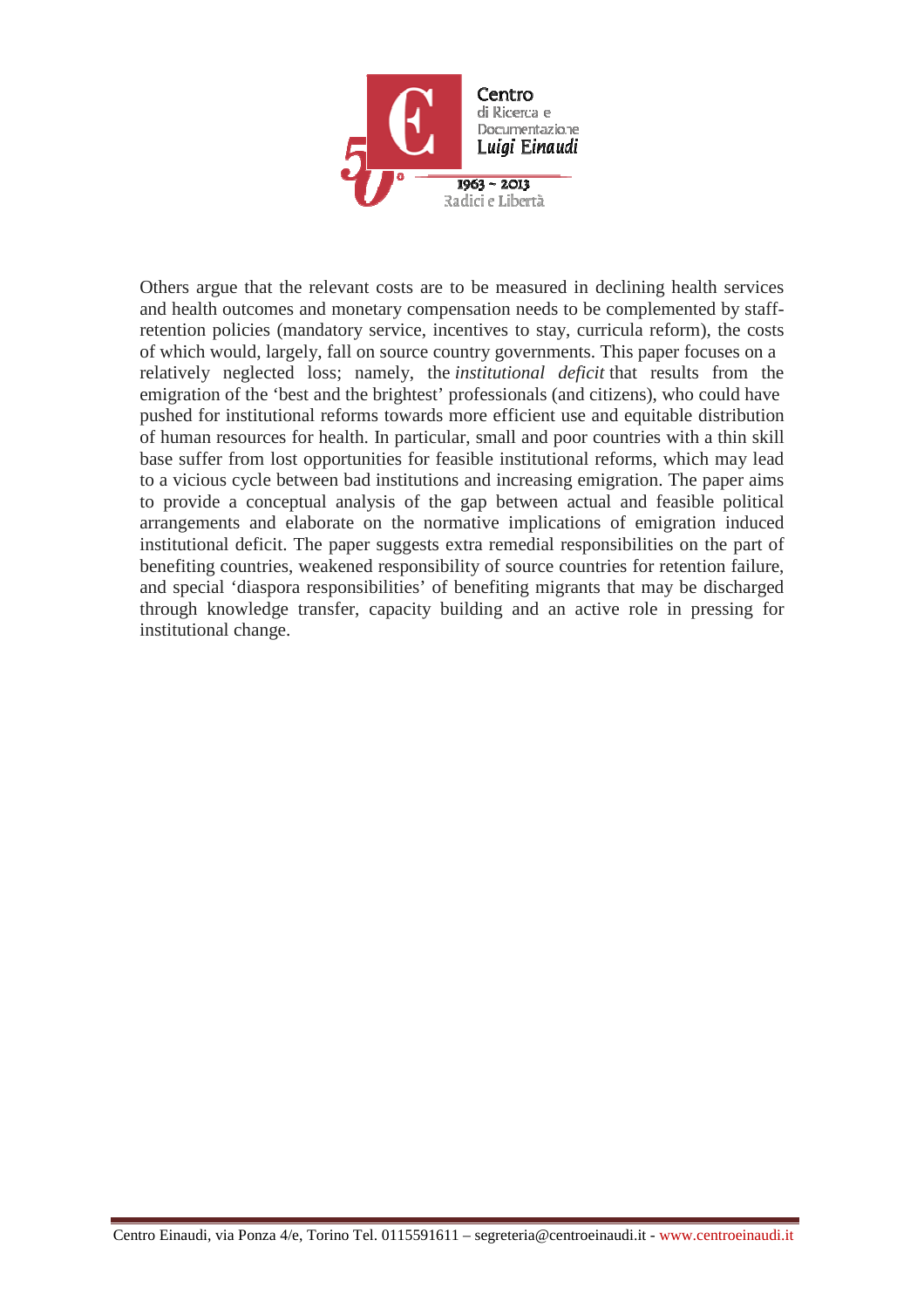Others argue that the relevant costs are to be measured in declining health services and health outcomes and monetary compensation needs to be complemented by staff-retention policies (mandatory service, incentives to stay, curricula reform), the costs of which would, largely, fall on source country governments. This paper focuses on a relatively neglected loss; namely, the *institutional deficit* that results from the emigration of the 'best and the brightest' professionals (and citizens), who could have pushed for institutional reforms towards more efficient use and equitable distribution of human resources for health. In particular, small and poor countries with a thin skill base suffer from lost opportunities for feasible institutional reforms, which may lead to a vicious cycle between bad institutions and increasing emigration. The paper aims to provide a conceptual analysis of the gap between actual and feasible political arrangements and elaborate on the normative implications of emigration induced institutional deficit. The paper suggests extra remedial responsibilities on the part of benefiting countries, weakened responsibility of source countries for retention failure, and special 'diaspora responsibilities' of benefiting migrants that may be discharged through knowledge transfer, capacity building and an active role in pressing for institutional change.